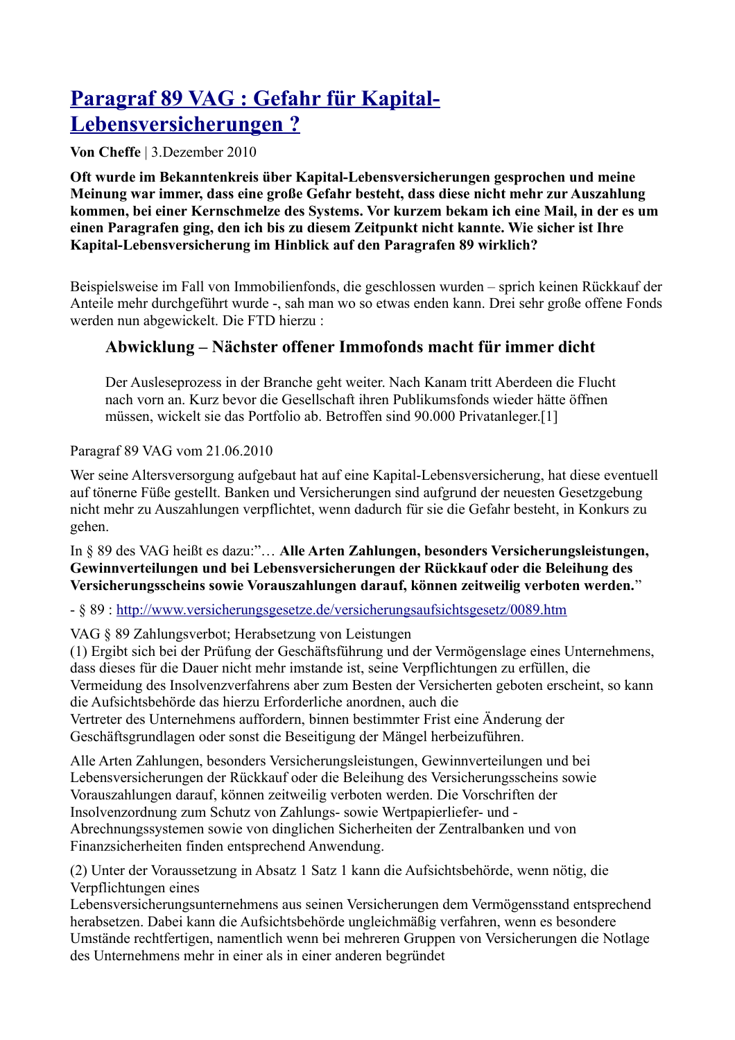# [Paragraf 89 VAG : Gefahr für Kapital-Lebensversicherungen ?]()

**Von Cheffe** | 3.Dezember 2010

**Oft wurde im Bekanntenkreis über Kapital-Lebensversicherungen gesprochen und meine Meinung war immer, dass eine große Gefahr besteht, dass diese nicht mehr zur Auszahlung kommen, bei einer Kernschmelze des Systems. Vor kurzem bekam ich eine Mail, in der es um einen Paragrafen ging, den ich bis zu diesem Zeitpunkt nicht kannte. Wie sicher ist Ihre Kapital-Lebensversicherung im Hinblick auf den Paragrafen 89 wirklich?**

Beispielsweise im Fall von Immobilienfonds, die geschlossen wurden – sprich keinen Rückkauf der Anteile mehr durchgeführt wurde -, sah man wo so etwas enden kann. Drei sehr große offene Fonds werden nun abgewickelt. Die FTD hierzu :

> ### Abwicklung – Nächster offener Immofonds macht für immer dicht
>
> Der Ausleseprozess in der Branche geht weiter. Nach Kanam tritt Aberdeen die Flucht nach vorn an. Kurz bevor die Gesellschaft ihren Publikumsfonds wieder hätte öffnen müssen, wickelt sie das Portfolio ab. Betroffen sind 90.000 Privatanleger.[1]

Paragraf 89 VAG vom 21.06.2010

Wer seine Altersversorgung aufgebaut hat auf eine Kapital-Lebensversicherung, hat diese eventuell auf tönerne Füße gestellt. Banken und Versicherungen sind aufgrund der neuesten Gesetzgebung nicht mehr zu Auszahlungen verpflichtet, wenn dadurch für sie die Gefahr besteht, in Konkurs zu gehen.

In § 89 des VAG heißt es dazu:"… **Alle Arten Zahlungen, besonders Versicherungsleistungen, Gewinnverteilungen und bei Lebensversicherungen der Rückkauf oder die Beleihung des Versicherungsscheins sowie Vorauszahlungen darauf, können zeitweilig verboten werden.**"

- § 89 : [http://www.versicherungsgesetze.de/versicherungsaufsichtsgesetz/0089.htm](http://www.versicherungsgesetze.de/versicherungsaufsichtsgesetz/0089.htm)

VAG § 89 Zahlungsverbot; Herabsetzung von Leistungen
(1) Ergibt sich bei der Prüfung der Geschäftsführung und der Vermögenslage eines Unternehmens, dass dieses für die Dauer nicht mehr imstande ist, seine Verpflichtungen zu erfüllen, die Vermeidung des Insolvenzverfahrens aber zum Besten der Versicherten geboten erscheint, so kann die Aufsichtsbehörde das hierzu Erforderliche anordnen, auch die Vertreter des Unternehmens auffordern, binnen bestimmter Frist eine Änderung der Geschäftsgrundlagen oder sonst die Beseitigung der Mängel herbeizuführen.

Alle Arten Zahlungen, besonders Versicherungsleistungen, Gewinnverteilungen und bei Lebensversicherungen der Rückkauf oder die Beleihung des Versicherungsscheins sowie Vorauszahlungen darauf, können zeitweilig verboten werden. Die Vorschriften der Insolvenzordnung zum Schutz von Zahlungs- sowie Wertpapierliefer- und -Abrechnungssystemen sowie von dinglichen Sicherheiten der Zentralbanken und von Finanzsicherheiten finden entsprechend Anwendung.

(2) Unter der Voraussetzung in Absatz 1 Satz 1 kann die Aufsichtsbehörde, wenn nötig, die Verpflichtungen eines Lebensversicherungsunternehmens aus seinen Versicherungen dem Vermögensstand entsprechend herabsetzen. Dabei kann die Aufsichtsbehörde ungleichmäßig verfahren, wenn es besondere Umstände rechtfertigen, namentlich wenn bei mehreren Gruppen von Versicherungen die Notlage des Unternehmens mehr in einer als in einer anderen begründet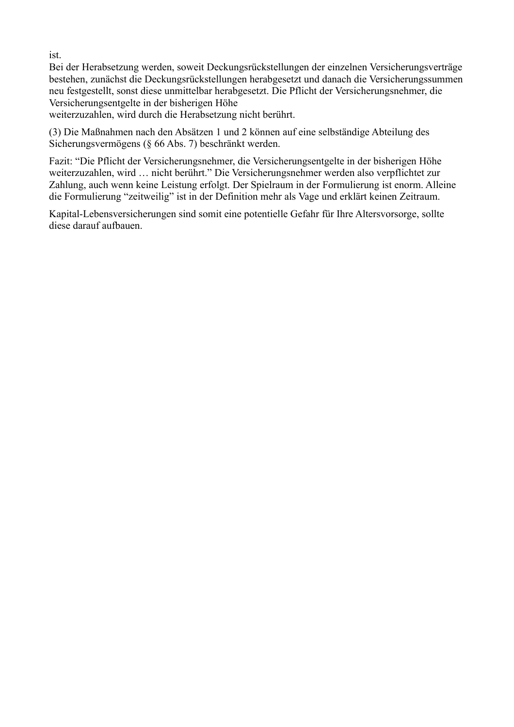ist.
Bei der Herabsetzung werden, soweit Deckungsrückstellungen der einzelnen Versicherungsverträge bestehen, zunächst die Deckungsrückstellungen herabgesetzt und danach die Versicherungssummen neu festgestellt, sonst diese unmittelbar herabgesetzt. Die Pflicht der Versicherungsnehmer, die Versicherungsentgelte in der bisherigen Höhe
weiterzuzahlen, wird durch die Herabsetzung nicht berührt.

(3) Die Maßnahmen nach den Absätzen 1 und 2 können auf eine selbständige Abteilung des Sicherungsvermögens (§ 66 Abs. 7) beschränkt werden.

Fazit: "Die Pflicht der Versicherungsnehmer, die Versicherungsentgelte in der bisherigen Höhe weiterzuzahlen, wird … nicht berührt." Die Versicherungsnehmer werden also verpflichtet zur Zahlung, auch wenn keine Leistung erfolgt. Der Spielraum in der Formulierung ist enorm. Alleine die Formulierung "zeitweilig" ist in der Definition mehr als Vage und erklärt keinen Zeitraum.

Kapital-Lebensversicherungen sind somit eine potentielle Gefahr für Ihre Altersvorsorge, sollte diese darauf aufbauen.